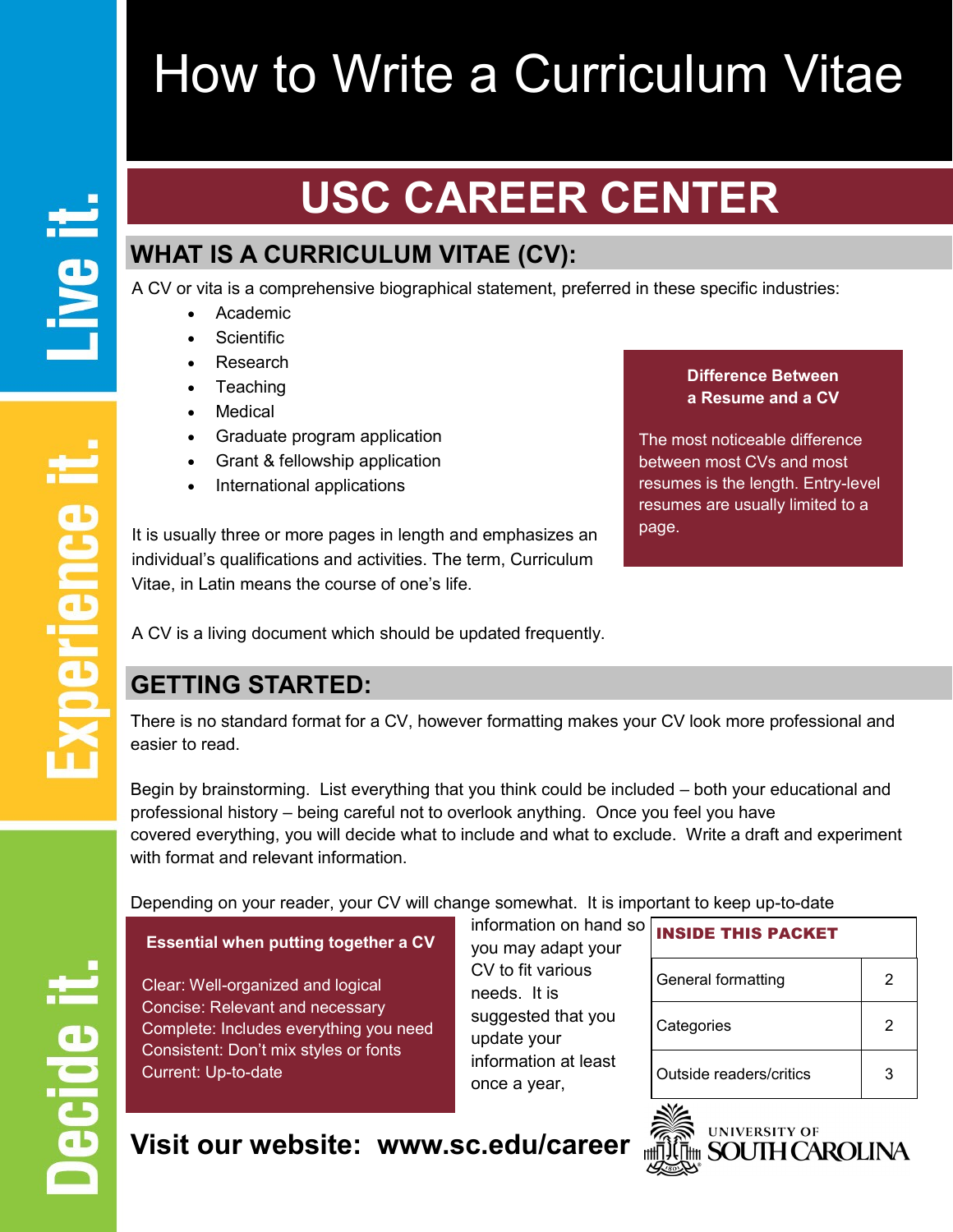# How to Write a Curriculum Vitae

## USC CAREER CENTER

### WHAT IS A CURRICULUM VITAE (CV):

A CV or vita is a comprehensive biographical statement, preferred in these specific industries:

- Academic
- Scientific
- Research
- Teaching
- Medical
- Graduate program application
- Grant & fellowship application
- International applications

It is usually three or more pages in length and emphasizes an individual's qualifications and activities. The term, Curriculum Vitae, in Latin means the course of one's life.

A CV is a living document which should be updated frequently.

**Difference Between a Resume and a CV**

The most noticeable difference between most CVs and most resumes is the length. Entry-level resumes are usually limited to a page.

### GETTING STARTED:

There is no standard format for a CV, however formatting makes your CV look more professional and easier to read.

Begin by brainstorming. List everything that you think could be included – both your educational and professional history – being careful not to overlook anything. Once you feel you have covered everything, you will decide what to include and what to exclude. Write a draft and experiment with format and relevant information.

Depending on your reader, your CV will change somewhat. It is important to keep up-to-date information on hand so you may adapt your CV to fit various needs. It is suggested that you update your information at least once a year,

**Essential when putting together a CV**

Clear: Well-organized and logical
Concise: Relevant and necessary
Complete: Includes everything you need
Consistent: Don't mix styles or fonts
Current: Up-to-date

| INSIDE THIS PACKET | |
|---|---|
| General formatting | 2 |
| Categories | 2 |
| Outside readers/critics | 3 |

**Visit our website: www.sc.edu/career**

UNIVERSITY OF SOUTH CAROLINA

Live it. Experience it. Decide it.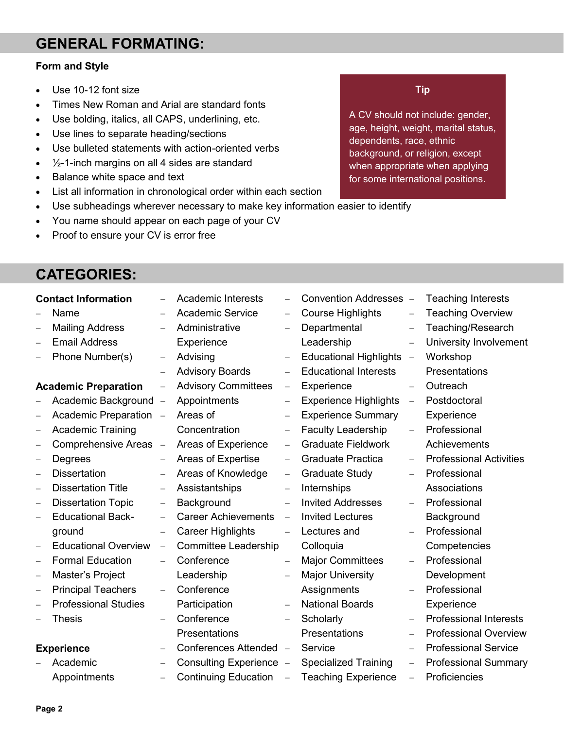## GENERAL FORMATING:

**Form and Style**

- Use 10-12 font size
- Times New Roman and Arial are standard fonts
- Use bolding, italics, all CAPS, underlining, etc.
- Use lines to separate heading/sections
- Use bulleted statements with action-oriented verbs
- ½-1-inch margins on all 4 sides are standard
- Balance white space and text
- List all information in chronological order within each section
- Use subheadings wherever necessary to make key information easier to identify
- You name should appear on each page of your CV
- Proof to ensure your CV is error free

> **Tip**
>
> A CV should not include: gender, age, height, weight, marital status, dependents, race, ethnic background, or religion, except when appropriate when applying for some international positions.

## CATEGORIES:

**Contact Information**

- Name
- Mailing Address
- Email Address
- Phone Number(s)

**Academic Preparation**

- Academic Background
- Academic Preparation
- Academic Training
- Comprehensive Areas
- Degrees
- Dissertation
- Dissertation Title
- Dissertation Topic
- Educational Back-ground
- Educational Overview
- Formal Education
- Master's Project
- Principal Teachers
- Professional Studies
- Thesis

**Experience**

- Academic Appointments
- Academic Interests
- Academic Service
- Administrative Experience
- Advising
- Advisory Boards
- Advisory Committees
- Appointments
- Areas of Concentration
- Areas of Experience
- Areas of Expertise
- Areas of Knowledge
- Assistantships
- Background
- Career Achievements
- Career Highlights
- Committee Leadership
- Conference Leadership
- Conference Participation
- Conference Presentations
- Conferences Attended
- Consulting Experience
- Continuing Education
- Convention Addresses
- Course Highlights
- Departmental Leadership
- Educational Highlights
- Educational Interests
- Experience
- Experience Highlights
- Experience Summary
- Faculty Leadership
- Graduate Fieldwork
- Graduate Practica
- Graduate Study
- Internships
- Invited Addresses
- Invited Lectures
- Lectures and Colloquia
- Major Committees
- Major University Assignments
- National Boards
- Scholarly Presentations
- Service
- Specialized Training
- Teaching Experience
- Teaching Interests
- Teaching Overview
- Teaching/Research
- University Involvement
- Workshop Presentations
- Outreach
- Postdoctoral Experience
- Professional Achievements
- Professional Activities
- Professional Associations
- Professional Background
- Professional Competencies
- Professional Development
- Professional Experience
- Professional Interests
- Professional Overview
- Professional Service
- Professional Summary
- Proficiencies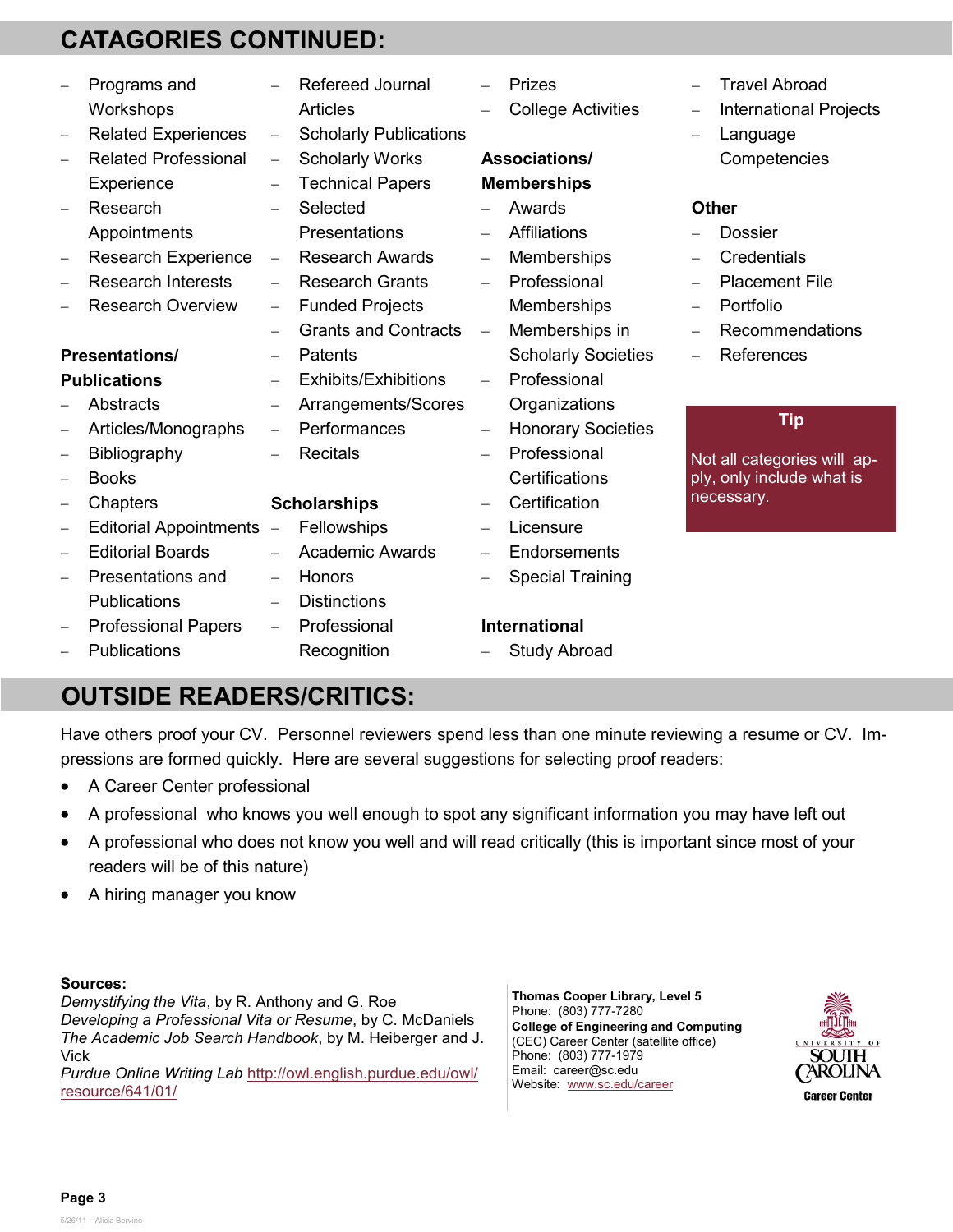## CATAGORIES CONTINUED:

- Programs and Workshops
- Related Experiences
- Related Professional Experience
- Research Appointments
- Research Experience
- Research Interests
- Research Overview

**Presentations/ Publications**

- Abstracts
- Articles/Monographs
- Bibliography
- Books
- Chapters
- Editorial Appointments
- Editorial Boards
- Presentations and Publications
- Professional Papers
- Publications
- Refereed Journal Articles
- Scholarly Publications
- Scholarly Works
- Technical Papers
- Selected Presentations
- Research Awards
- Research Grants
- Funded Projects
- Grants and Contracts
- Patents
- Exhibits/Exhibitions
- Arrangements/Scores
- Performances
- Recitals

**Scholarships**

- Fellowships
- Academic Awards
- Honors
- Distinctions
- Professional Recognition
- Prizes
- College Activities

**Associations/ Memberships**

- Awards
- Affiliations
- Memberships
- Professional Memberships
- Memberships in Scholarly Societies
- Professional Organizations
- Honorary Societies
- Professional Certifications
- Certification
- Licensure
- Endorsements
- Special Training

**International**

- Study Abroad
- Travel Abroad
- International Projects
- Language Competencies

**Other**

- Dossier
- Credentials
- Placement File
- Portfolio
- Recommendations
- References

**Tip**

Not all categories will apply, only include what is necessary.

## OUTSIDE READERS/CRITICS:

Have others proof your CV. Personnel reviewers spend less than one minute reviewing a resume or CV. Impressions are formed quickly. Here are several suggestions for selecting proof readers:

- A Career Center professional
- A professional who knows you well enough to spot any significant information you may have left out
- A professional who does not know you well and will read critically (this is important since most of your readers will be of this nature)
- A hiring manager you know

**Sources:**
*Demystifying the Vita*, by R. Anthony and G. Roe
*Developing a Professional Vita or Resume*, by C. McDaniels
*The Academic Job Search Handbook*, by M. Heiberger and J. Vick
*Purdue Online Writing Lab* http://owl.english.purdue.edu/owl/resource/641/01/

**Thomas Cooper Library, Level 5**
Phone: (803) 777-7280
**College of Engineering and Computing**
(CEC) Career Center (satellite office)
Phone: (803) 777-1979
Email: career@sc.edu
Website: www.sc.edu/career

University of South Carolina Career Center

5/26/11 – Alicia Bervine